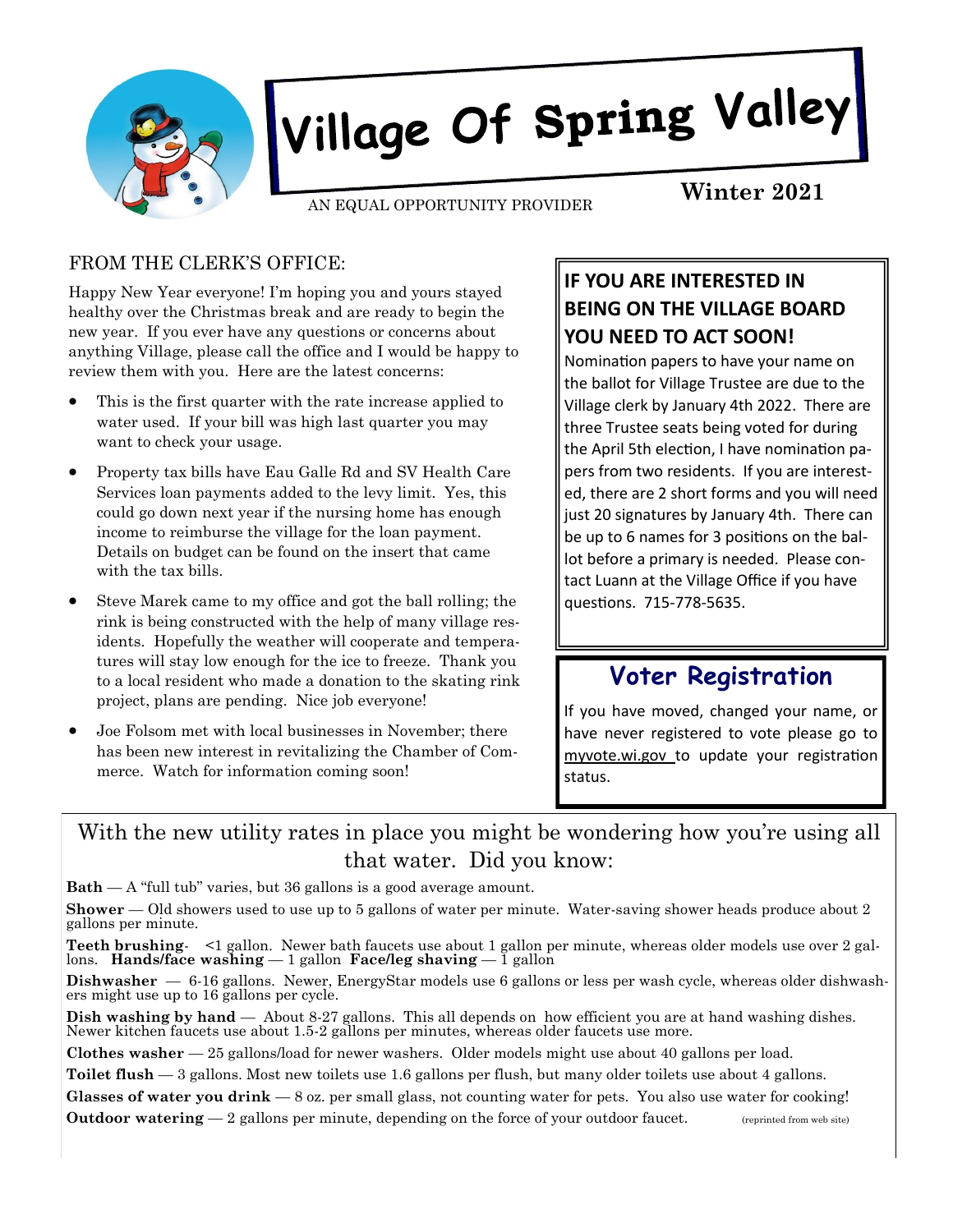# Village Of Spring Valley

AN EQUAL OPPORTUNITY PROVIDER

**Winter 2021**

## FROM THE CLERK'S OFFICE:

Happy New Year everyone! I'm hoping you and yours stayed healthy over the Christmas break and are ready to begin the new year. If you ever have any questions or concerns about anything Village, please call the office and I would be happy to review them with you. Here are the latest concerns:

- This is the first quarter with the rate increase applied to water used. If your bill was high last quarter you may want to check your usage.
- Property tax bills have Eau Galle Rd and SV Health Care Services loan payments added to the levy limit. Yes, this could go down next year if the nursing home has enough income to reimburse the village for the loan payment. Details on budget can be found on the insert that came with the tax bills.
- Steve Marek came to my office and got the ball rolling; the rink is being constructed with the help of many village residents. Hopefully the weather will cooperate and temperatures will stay low enough for the ice to freeze. Thank you to a local resident who made a donation to the skating rink project, plans are pending. Nice job everyone!
- Joe Folsom met with local businesses in November; there has been new interest in revitalizing the Chamber of Commerce. Watch for information coming soon!

## IF YOU ARE INTERESTED IN BEING ON THE VILLAGE BOARD YOU NEED TO ACT SOON!

Nomination papers to have your name on the ballot for Village Trustee are due to the Village clerk by January 4th 2022. There are three Trustee seats being voted for during the April 5th election, I have nomination papers from two residents. If you are interested, there are 2 short forms and you will need just 20 signatures by January 4th. There can be up to 6 names for 3 positions on the ballot before a primary is needed. Please contact Luann at the Village Office if you have questions. 715-778-5635.

## Voter Registration

If you have moved, changed your name, or have never registered to vote please go to myvote.wi.gov to update your registration status.

---

With the new utility rates in place you might be wondering how you're using all that water. Did you know:

**Bath** — A "full tub" varies, but 36 gallons is a good average amount.

**Shower** — Old showers used to use up to 5 gallons of water per minute. Water-saving shower heads produce about 2 gallons per minute.

**Teeth brushing**- <1 gallon. Newer bath faucets use about 1 gallon per minute, whereas older models use over 2 gallons. **Hands/face washing** — 1 gallon **Face/leg shaving** — 1 gallon

**Dishwasher** — 6-16 gallons. Newer, EnergyStar models use 6 gallons or less per wash cycle, whereas older dishwashers might use up to 16 gallons per cycle.

**Dish washing by hand** — About 8-27 gallons. This all depends on how efficient you are at hand washing dishes. Newer kitchen faucets use about 1.5-2 gallons per minutes, whereas older faucets use more.

**Clothes washer** — 25 gallons/load for newer washers. Older models might use about 40 gallons per load.

**Toilet flush** — 3 gallons. Most new toilets use 1.6 gallons per flush, but many older toilets use about 4 gallons.

**Glasses of water you drink** — 8 oz. per small glass, not counting water for pets. You also use water for cooking!

**Outdoor watering** — 2 gallons per minute, depending on the force of your outdoor faucet. (reprinted from web site)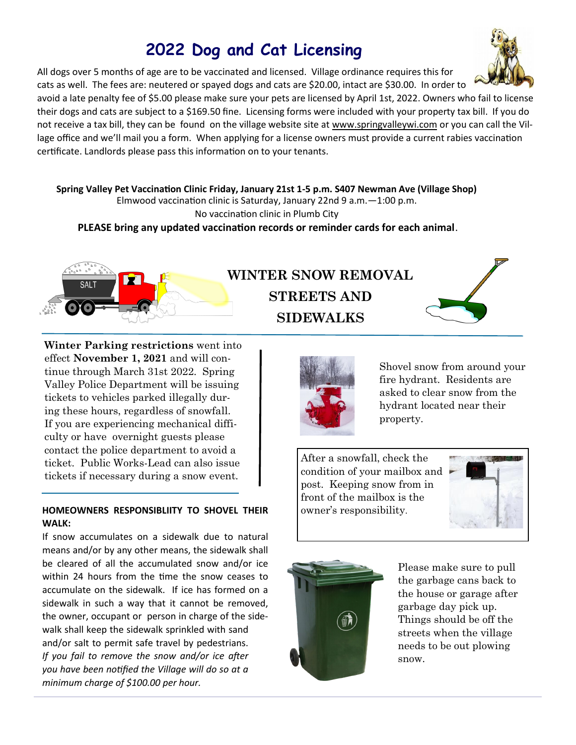# 2022 Dog and Cat Licensing

All dogs over 5 months of age are to be vaccinated and licensed. Village ordinance requires this for cats as well. The fees are: neutered or spayed dogs and cats are $20.00, intact are $30.00. In order to avoid a late penalty fee of $5.00 please make sure your pets are licensed by April 1st, 2022. Owners who fail to license their dogs and cats are subject to a $169.50 fine. Licensing forms were included with your property tax bill. If you do not receive a tax bill, they can be found on the village website site at www.springvalleywi.com or you can call the Village office and we'll mail you a form. When applying for a license owners must provide a current rabies vaccination certificate. Landlords please pass this information on to your tenants.

**Spring Valley Pet Vaccination Clinic Friday, January 21st 1-5 p.m. S407 Newman Ave (Village Shop)**

Elmwood vaccination clinic is Saturday, January 22nd 9 a.m.—1:00 p.m.

No vaccination clinic in Plumb City

**PLEASE bring any updated vaccination records or reminder cards for each animal**.

# WINTER SNOW REMOVAL STREETS AND SIDEWALKS

**Winter Parking restrictions** went into effect **November 1, 2021** and will continue through March 31st 2022. Spring Valley Police Department will be issuing tickets to vehicles parked illegally during these hours, regardless of snowfall. If you are experiencing mechanical difficulty or have overnight guests please contact the police department to avoid a ticket. Public Works-Lead can also issue tickets if necessary during a snow event.

**HOMEOWNERS RESPONSIBLIITY TO SHOVEL THEIR WALK:**

If snow accumulates on a sidewalk due to natural means and/or by any other means, the sidewalk shall be cleared of all the accumulated snow and/or ice within 24 hours from the time the snow ceases to accumulate on the sidewalk. If ice has formed on a sidewalk in such a way that it cannot be removed, the owner, occupant or person in charge of the sidewalk shall keep the sidewalk sprinkled with sand and/or salt to permit safe travel by pedestrians. *If you fail to remove the snow and/or ice after you have been notified the Village will do so at a minimum charge of $100.00 per hour.*

Shovel snow from around your fire hydrant. Residents are asked to clear snow from the hydrant located near their property.

After a snowfall, check the condition of your mailbox and post. Keeping snow from in front of the mailbox is the owner's responsibility.

Please make sure to pull the garbage cans back to the house or garage after garbage day pick up. Things should be off the streets when the village needs to be out plowing snow.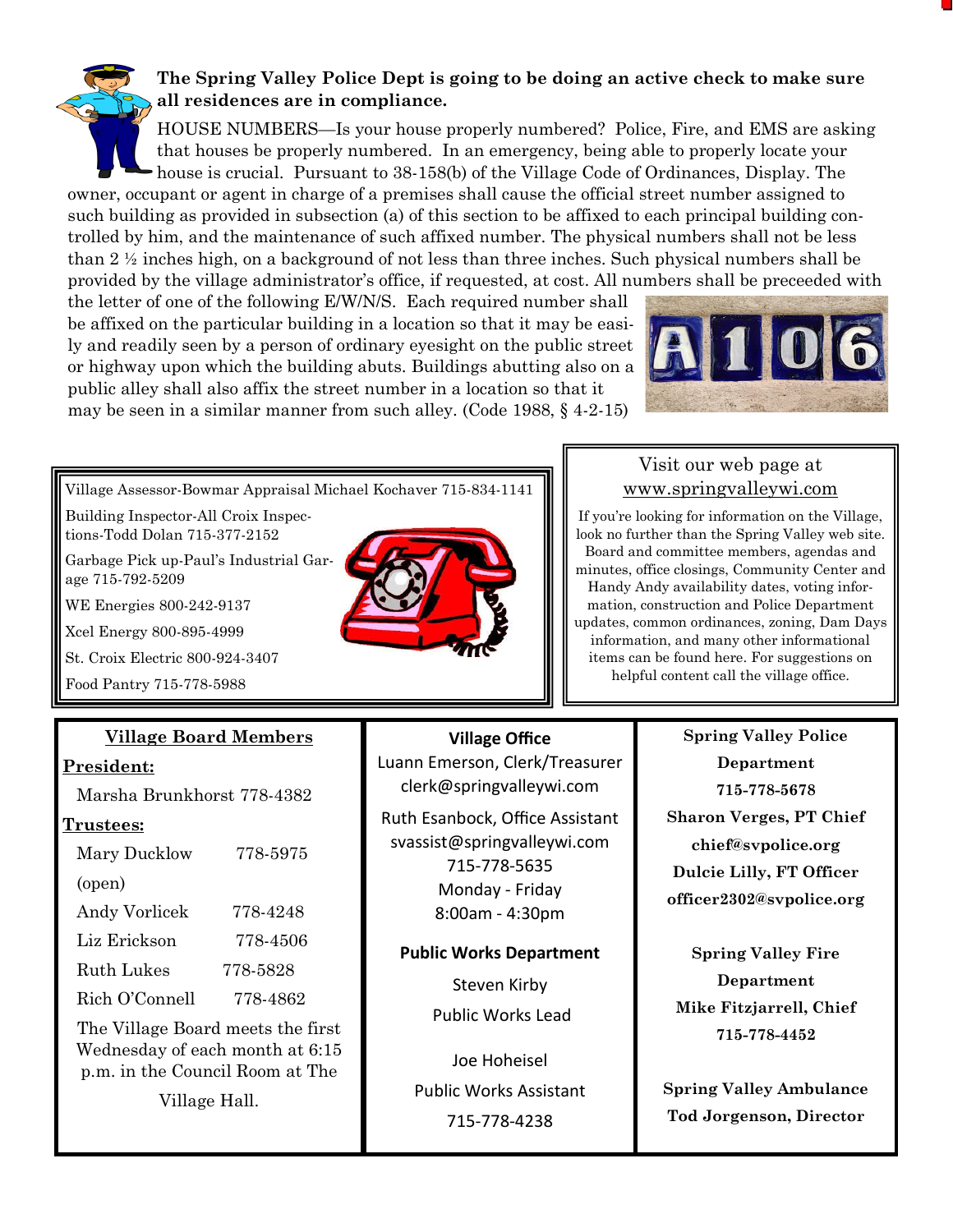**The Spring Valley Police Dept is going to be doing an active check to make sure all residences are in compliance.**

HOUSE NUMBERS—Is your house properly numbered? Police, Fire, and EMS are asking that houses be properly numbered. In an emergency, being able to properly locate your house is crucial. Pursuant to 38-158(b) of the Village Code of Ordinances, Display. The owner, occupant or agent in charge of a premises shall cause the official street number assigned to such building as provided in subsection (a) of this section to be affixed to each principal building controlled by him, and the maintenance of such affixed number. The physical numbers shall not be less than 2 ½ inches high, on a background of not less than three inches. Such physical numbers shall be provided by the village administrator's office, if requested, at cost. All numbers shall be preceeded with the letter of one of the following E/W/N/S. Each required number shall be affixed on the particular building in a location so that it may be easily and readily seen by a person of ordinary eyesight on the public street or highway upon which the building abuts. Buildings abutting also on a public alley shall also affix the street number in a location so that it may be seen in a similar manner from such alley. (Code 1988, § 4-2-15)

Village Assessor-Bowmar Appraisal Michael Kochaver 715-834-1141

Building Inspector-All Croix Inspections-Todd Dolan 715-377-2152

Garbage Pick up-Paul's Industrial Garage 715-792-5209

WE Energies 800-242-9137

Xcel Energy 800-895-4999

St. Croix Electric 800-924-3407

Food Pantry 715-778-5988

Visit our web page at www.springvalleywi.com

If you're looking for information on the Village, look no further than the Spring Valley web site. Board and committee members, agendas and minutes, office closings, Community Center and Handy Andy availability dates, voting information, construction and Police Department updates, common ordinances, zoning, Dam Days information, and many other informational items can be found here. For suggestions on helpful content call the village office.

## Village Board Members

**President:**

Marsha Brunkhorst 778-4382

**Trustees:**

- Mary Ducklow 778-5975
- (open)
- Andy Vorlicek 778-4248
- Liz Erickson 778-4506
- Ruth Lukes 778-5828
- Rich O'Connell 778-4862

The Village Board meets the first Wednesday of each month at 6:15 p.m. in the Council Room at The Village Hall.

**Village Office**

Luann Emerson, Clerk/Treasurer
clerk@springvalleywi.com

Ruth Esanbock, Office Assistant
svassist@springvalleywi.com
715-778-5635
Monday - Friday
8:00am - 4:30pm

**Public Works Department**

Steven Kirby
Public Works Lead

Joe Hoheisel
Public Works Assistant
715-778-4238

**Spring Valley Police Department**
**715-778-5678**
**Sharon Verges, PT Chief**
**chief@svpolice.org**
**Dulcie Lilly, FT Officer**
**officer2302@svpolice.org**

**Spring Valley Fire Department**
**Mike Fitzjarrell, Chief**
**715-778-4452**

**Spring Valley Ambulance**
**Tod Jorgenson, Director**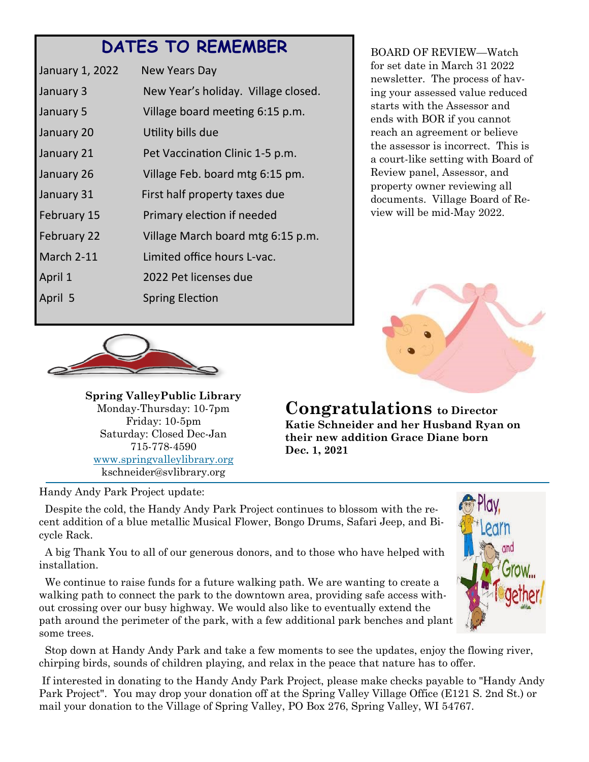## DATES TO REMEMBER

| | |
|---|---|
| January 1, 2022 | New Years Day |
| January 3 | New Year's holiday. Village closed. |
| January 5 | Village board meeting 6:15 p.m. |
| January 20 | Utility bills due |
| January 21 | Pet Vaccination Clinic 1-5 p.m. |
| January 26 | Village Feb. board mtg 6:15 pm. |
| January 31 | First half property taxes due |
| February 15 | Primary election if needed |
| February 22 | Village March board mtg 6:15 p.m. |
| March 2-11 | Limited office hours L-vac. |
| April 1 | 2022 Pet licenses due |
| April 5 | Spring Election |

BOARD OF REVIEW—Watch for set date in March 31 2022 newsletter. The process of having your assessed value reduced starts with the Assessor and ends with BOR if you cannot reach an agreement or believe the assessor is incorrect. This is a court-like setting with Board of Review panel, Assessor, and property owner reviewing all documents. Village Board of Review will be mid-May 2022.

**Spring ValleyPublic Library**
Monday-Thursday: 10-7pm
Friday: 10-5pm
Saturday: Closed Dec-Jan
715-778-4590
www.springvalleylibrary.org
kschneider@svlibrary.org

**Congratulations to Director Katie Schneider and her Husband Ryan on their new addition Grace Diane born Dec. 1, 2021**

Handy Andy Park Project update:

Despite the cold, the Handy Andy Park Project continues to blossom with the recent addition of a blue metallic Musical Flower, Bongo Drums, Safari Jeep, and Bicycle Rack.

A big Thank You to all of our generous donors, and to those who have helped with installation.

We continue to raise funds for a future walking path. We are wanting to create a walking path to connect the park to the downtown area, providing safe access without crossing over our busy highway. We would also like to eventually extend the path around the perimeter of the park, with a few additional park benches and plant some trees.

Stop down at Handy Andy Park and take a few moments to see the updates, enjoy the flowing river, chirping birds, sounds of children playing, and relax in the peace that nature has to offer.

If interested in donating to the Handy Andy Park Project, please make checks payable to "Handy Andy Park Project". You may drop your donation off at the Spring Valley Village Office (E121 S. 2nd St.) or mail your donation to the Village of Spring Valley, PO Box 276, Spring Valley, WI 54767.